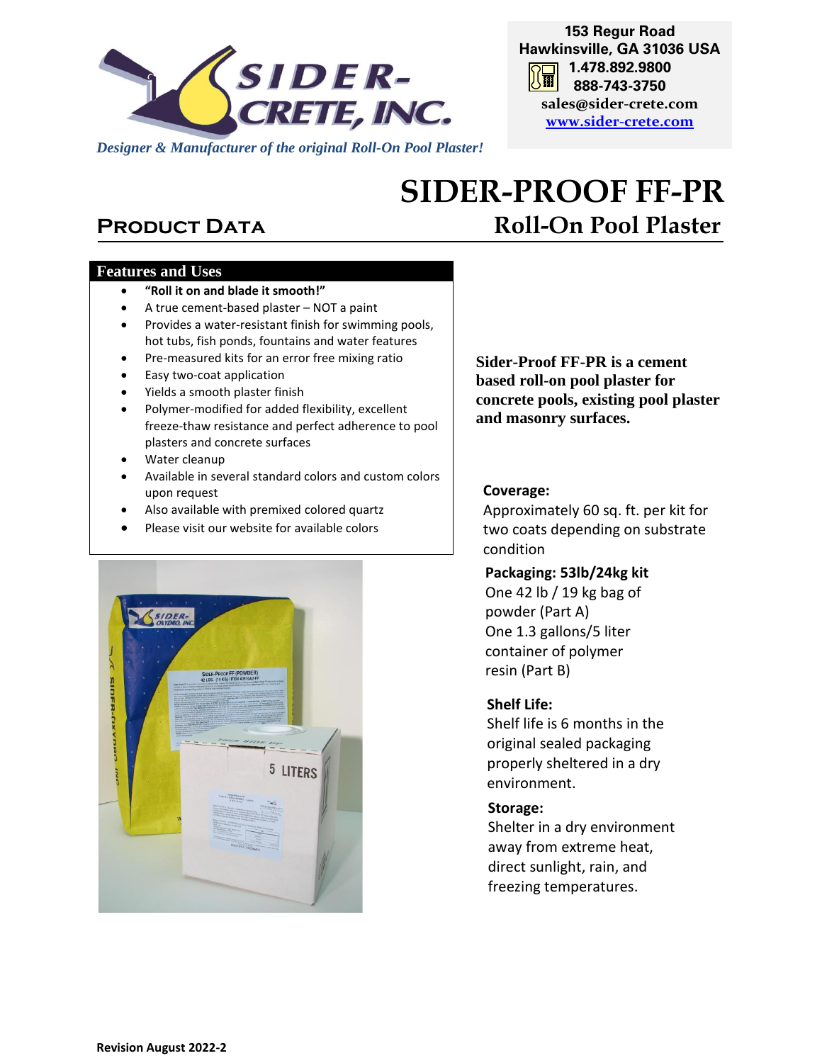153 Regur Road
Hawkinsville, GA 31036 USA
1.478.892.9800
888-743-3750
sales@sider-crete.com
www.sider-crete.com

*Designer & Manufacturer of the original Roll-On Pool Plaster!*

# SIDER-PROOF FF-PR

## Roll-On Pool Plaster

## Product Data

### Features and Uses

- **"Roll it on and blade it smooth!"**
- A true cement-based plaster – NOT a paint
- Provides a water-resistant finish for swimming pools, hot tubs, fish ponds, fountains and water features
- Pre-measured kits for an error free mixing ratio
- Easy two-coat application
- Yields a smooth plaster finish
- Polymer-modified for added flexibility, excellent freeze-thaw resistance and perfect adherence to pool plasters and concrete surfaces
- Water cleanup
- Available in several standard colors and custom colors upon request
- Also available with premixed colored quartz
- Please visit our website for available colors

**Sider-Proof FF-PR is a cement based roll-on pool plaster for concrete pools, existing pool plaster and masonry surfaces.**

**Coverage:**
Approximately 60 sq. ft. per kit for two coats depending on substrate condition

**Packaging: 53lb/24kg kit**
One 42 lb / 19 kg bag of powder (Part A)
One 1.3 gallons/5 liter container of polymer resin (Part B)

**Shelf Life:**
Shelf life is 6 months in the original sealed packaging properly sheltered in a dry environment.

**Storage:**
Shelter in a dry environment away from extreme heat, direct sunlight, rain, and freezing temperatures.

**Revision August 2022-2**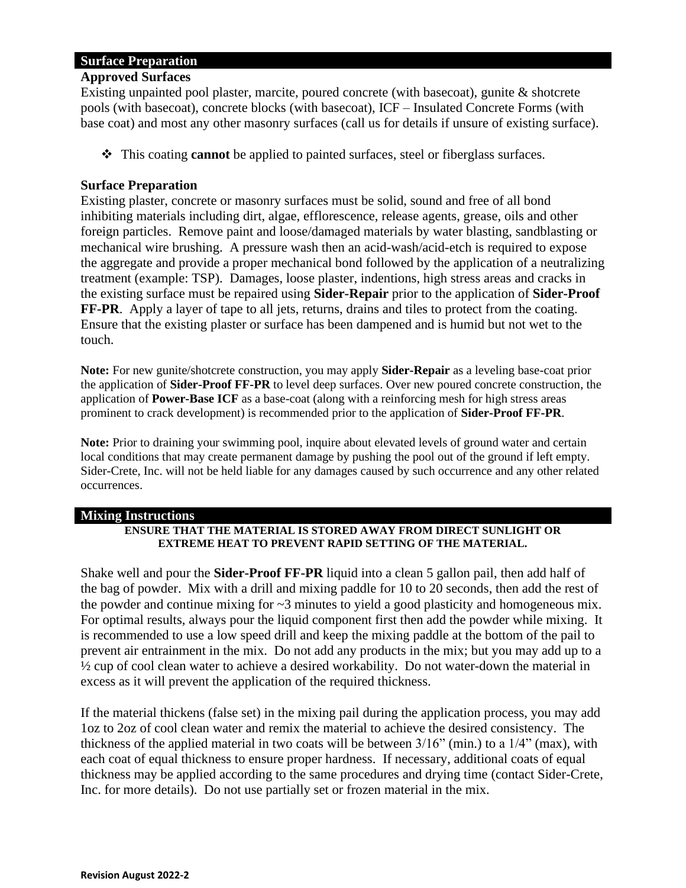## Surface Preparation

### Approved Surfaces

Existing unpainted pool plaster, marcite, poured concrete (with basecoat), gunite & shotcrete pools (with basecoat), concrete blocks (with basecoat), ICF – Insulated Concrete Forms (with base coat) and most any other masonry surfaces (call us for details if unsure of existing surface).

- This coating **cannot** be applied to painted surfaces, steel or fiberglass surfaces.

### Surface Preparation

Existing plaster, concrete or masonry surfaces must be solid, sound and free of all bond inhibiting materials including dirt, algae, efflorescence, release agents, grease, oils and other foreign particles. Remove paint and loose/damaged materials by water blasting, sandblasting or mechanical wire brushing. A pressure wash then an acid-wash/acid-etch is required to expose the aggregate and provide a proper mechanical bond followed by the application of a neutralizing treatment (example: TSP). Damages, loose plaster, indentions, high stress areas and cracks in the existing surface must be repaired using **Sider-Repair** prior to the application of **Sider-Proof FF-PR**. Apply a layer of tape to all jets, returns, drains and tiles to protect from the coating. Ensure that the existing plaster or surface has been dampened and is humid but not wet to the touch.

**Note:** For new gunite/shotcrete construction, you may apply **Sider-Repair** as a leveling base-coat prior the application of **Sider-Proof FF-PR** to level deep surfaces. Over new poured concrete construction, the application of **Power-Base ICF** as a base-coat (along with a reinforcing mesh for high stress areas prominent to crack development) is recommended prior to the application of **Sider-Proof FF-PR**.

**Note:** Prior to draining your swimming pool, inquire about elevated levels of ground water and certain local conditions that may create permanent damage by pushing the pool out of the ground if left empty. Sider-Crete, Inc. will not be held liable for any damages caused by such occurrence and any other related occurrences.

## Mixing Instructions

**ENSURE THAT THE MATERIAL IS STORED AWAY FROM DIRECT SUNLIGHT OR EXTREME HEAT TO PREVENT RAPID SETTING OF THE MATERIAL.**

Shake well and pour the **Sider-Proof FF-PR** liquid into a clean 5 gallon pail, then add half of the bag of powder. Mix with a drill and mixing paddle for 10 to 20 seconds, then add the rest of the powder and continue mixing for ~3 minutes to yield a good plasticity and homogeneous mix. For optimal results, always pour the liquid component first then add the powder while mixing. It is recommended to use a low speed drill and keep the mixing paddle at the bottom of the pail to prevent air entrainment in the mix. Do not add any products in the mix; but you may add up to a ½ cup of cool clean water to achieve a desired workability. Do not water-down the material in excess as it will prevent the application of the required thickness.

If the material thickens (false set) in the mixing pail during the application process, you may add 1oz to 2oz of cool clean water and remix the material to achieve the desired consistency. The thickness of the applied material in two coats will be between 3/16" (min.) to a 1/4" (max), with each coat of equal thickness to ensure proper hardness. If necessary, additional coats of equal thickness may be applied according to the same procedures and drying time (contact Sider-Crete, Inc. for more details). Do not use partially set or frozen material in the mix.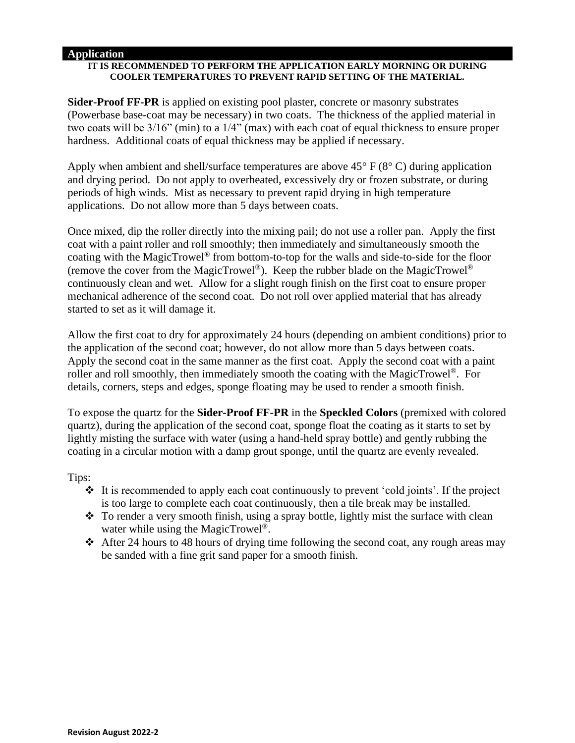## Application

**IT IS RECOMMENDED TO PERFORM THE APPLICATION EARLY MORNING OR DURING COOLER TEMPERATURES TO PREVENT RAPID SETTING OF THE MATERIAL.**

**Sider-Proof FF-PR** is applied on existing pool plaster, concrete or masonry substrates (Powerbase base-coat may be necessary) in two coats. The thickness of the applied material in two coats will be 3/16" (min) to a 1/4" (max) with each coat of equal thickness to ensure proper hardness. Additional coats of equal thickness may be applied if necessary.

Apply when ambient and shell/surface temperatures are above 45° F (8° C) during application and drying period. Do not apply to overheated, excessively dry or frozen substrate, or during periods of high winds. Mist as necessary to prevent rapid drying in high temperature applications. Do not allow more than 5 days between coats.

Once mixed, dip the roller directly into the mixing pail; do not use a roller pan. Apply the first coat with a paint roller and roll smoothly; then immediately and simultaneously smooth the coating with the MagicTrowel® from bottom-to-top for the walls and side-to-side for the floor (remove the cover from the MagicTrowel®). Keep the rubber blade on the MagicTrowel® continuously clean and wet. Allow for a slight rough finish on the first coat to ensure proper mechanical adherence of the second coat. Do not roll over applied material that has already started to set as it will damage it.

Allow the first coat to dry for approximately 24 hours (depending on ambient conditions) prior to the application of the second coat; however, do not allow more than 5 days between coats. Apply the second coat in the same manner as the first coat. Apply the second coat with a paint roller and roll smoothly, then immediately smooth the coating with the MagicTrowel®. For details, corners, steps and edges, sponge floating may be used to render a smooth finish.

To expose the quartz for the **Sider-Proof FF-PR** in the **Speckled Colors** (premixed with colored quartz), during the application of the second coat, sponge float the coating as it starts to set by lightly misting the surface with water (using a hand-held spray bottle) and gently rubbing the coating in a circular motion with a damp grout sponge, until the quartz are evenly revealed.

Tips:

- It is recommended to apply each coat continuously to prevent 'cold joints'. If the project is too large to complete each coat continuously, then a tile break may be installed.
- To render a very smooth finish, using a spray bottle, lightly mist the surface with clean water while using the MagicTrowel®.
- After 24 hours to 48 hours of drying time following the second coat, any rough areas may be sanded with a fine grit sand paper for a smooth finish.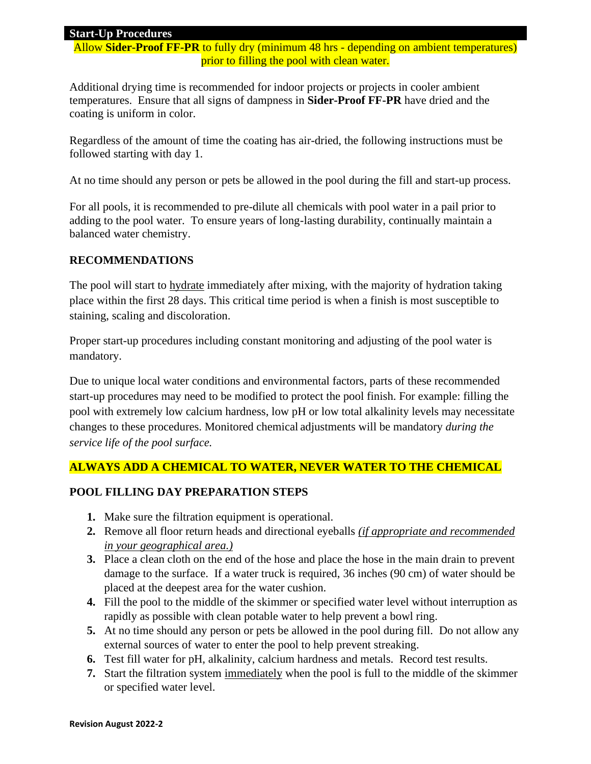## Start-Up Procedures

Allow **Sider-Proof FF-PR** to fully dry (minimum 48 hrs - depending on ambient temperatures) prior to filling the pool with clean water.

Additional drying time is recommended for indoor projects or projects in cooler ambient temperatures. Ensure that all signs of dampness in **Sider-Proof FF-PR** have dried and the coating is uniform in color.

Regardless of the amount of time the coating has air-dried, the following instructions must be followed starting with day 1.

At no time should any person or pets be allowed in the pool during the fill and start-up process.

For all pools, it is recommended to pre-dilute all chemicals with pool water in a pail prior to adding to the pool water. To ensure years of long-lasting durability, continually maintain a balanced water chemistry.

### RECOMMENDATIONS

The pool will start to hydrate immediately after mixing, with the majority of hydration taking place within the first 28 days. This critical time period is when a finish is most susceptible to staining, scaling and discoloration.

Proper start-up procedures including constant monitoring and adjusting of the pool water is mandatory.

Due to unique local water conditions and environmental factors, parts of these recommended start-up procedures may need to be modified to protect the pool finish. For example: filling the pool with extremely low calcium hardness, low pH or low total alkalinity levels may necessitate changes to these procedures. Monitored chemical adjustments will be mandatory *during the service life of the pool surface.*

**ALWAYS ADD A CHEMICAL TO WATER, NEVER WATER TO THE CHEMICAL**

### POOL FILLING DAY PREPARATION STEPS

1. Make sure the filtration equipment is operational.
2. Remove all floor return heads and directional eyeballs *(if appropriate and recommended in your geographical area.)*
3. Place a clean cloth on the end of the hose and place the hose in the main drain to prevent damage to the surface. If a water truck is required, 36 inches (90 cm) of water should be placed at the deepest area for the water cushion.
4. Fill the pool to the middle of the skimmer or specified water level without interruption as rapidly as possible with clean potable water to help prevent a bowl ring.
5. At no time should any person or pets be allowed in the pool during fill. Do not allow any external sources of water to enter the pool to help prevent streaking.
6. Test fill water for pH, alkalinity, calcium hardness and metals. Record test results.
7. Start the filtration system immediately when the pool is full to the middle of the skimmer or specified water level.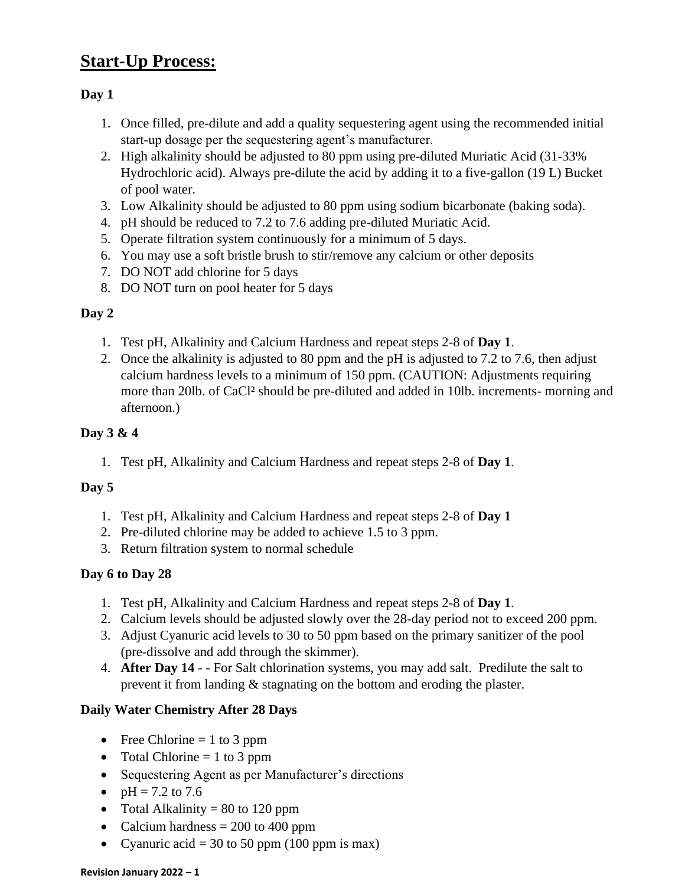# Start-Up Process:

**Day 1**

1. Once filled, pre-dilute and add a quality sequestering agent using the recommended initial start-up dosage per the sequestering agent's manufacturer.
2. High alkalinity should be adjusted to 80 ppm using pre-diluted Muriatic Acid (31-33% Hydrochloric acid). Always pre-dilute the acid by adding it to a five-gallon (19 L) Bucket of pool water.
3. Low Alkalinity should be adjusted to 80 ppm using sodium bicarbonate (baking soda).
4. pH should be reduced to 7.2 to 7.6 adding pre-diluted Muriatic Acid.
5. Operate filtration system continuously for a minimum of 5 days.
6. You may use a soft bristle brush to stir/remove any calcium or other deposits
7. DO NOT add chlorine for 5 days
8. DO NOT turn on pool heater for 5 days

**Day 2**

1. Test pH, Alkalinity and Calcium Hardness and repeat steps 2-8 of **Day 1**.
2. Once the alkalinity is adjusted to 80 ppm and the pH is adjusted to 7.2 to 7.6, then adjust calcium hardness levels to a minimum of 150 ppm. (CAUTION: Adjustments requiring more than 20lb. of $CaCl^2$ should be pre-diluted and added in 10lb. increments- morning and afternoon.)

**Day 3 & 4**

1. Test pH, Alkalinity and Calcium Hardness and repeat steps 2-8 of **Day 1**.

**Day 5**

1. Test pH, Alkalinity and Calcium Hardness and repeat steps 2-8 of **Day 1**
2. Pre-diluted chlorine may be added to achieve 1.5 to 3 ppm.
3. Return filtration system to normal schedule

**Day 6 to Day 28**

1. Test pH, Alkalinity and Calcium Hardness and repeat steps 2-8 of **Day 1**.
2. Calcium levels should be adjusted slowly over the 28-day period not to exceed 200 ppm.
3. Adjust Cyanuric acid levels to 30 to 50 ppm based on the primary sanitizer of the pool (pre-dissolve and add through the skimmer).
4. **After Day 14** - - For Salt chlorination systems, you may add salt. Predilute the salt to prevent it from landing & stagnating on the bottom and eroding the plaster.

**Daily Water Chemistry After 28 Days**

- Free Chlorine = 1 to 3 ppm
- Total Chlorine = 1 to 3 ppm
- Sequestering Agent as per Manufacturer's directions
- pH = 7.2 to 7.6
- Total Alkalinity = 80 to 120 ppm
- Calcium hardness = 200 to 400 ppm
- Cyanuric acid = 30 to 50 ppm (100 ppm is max)

**Revision January 2022 – 1**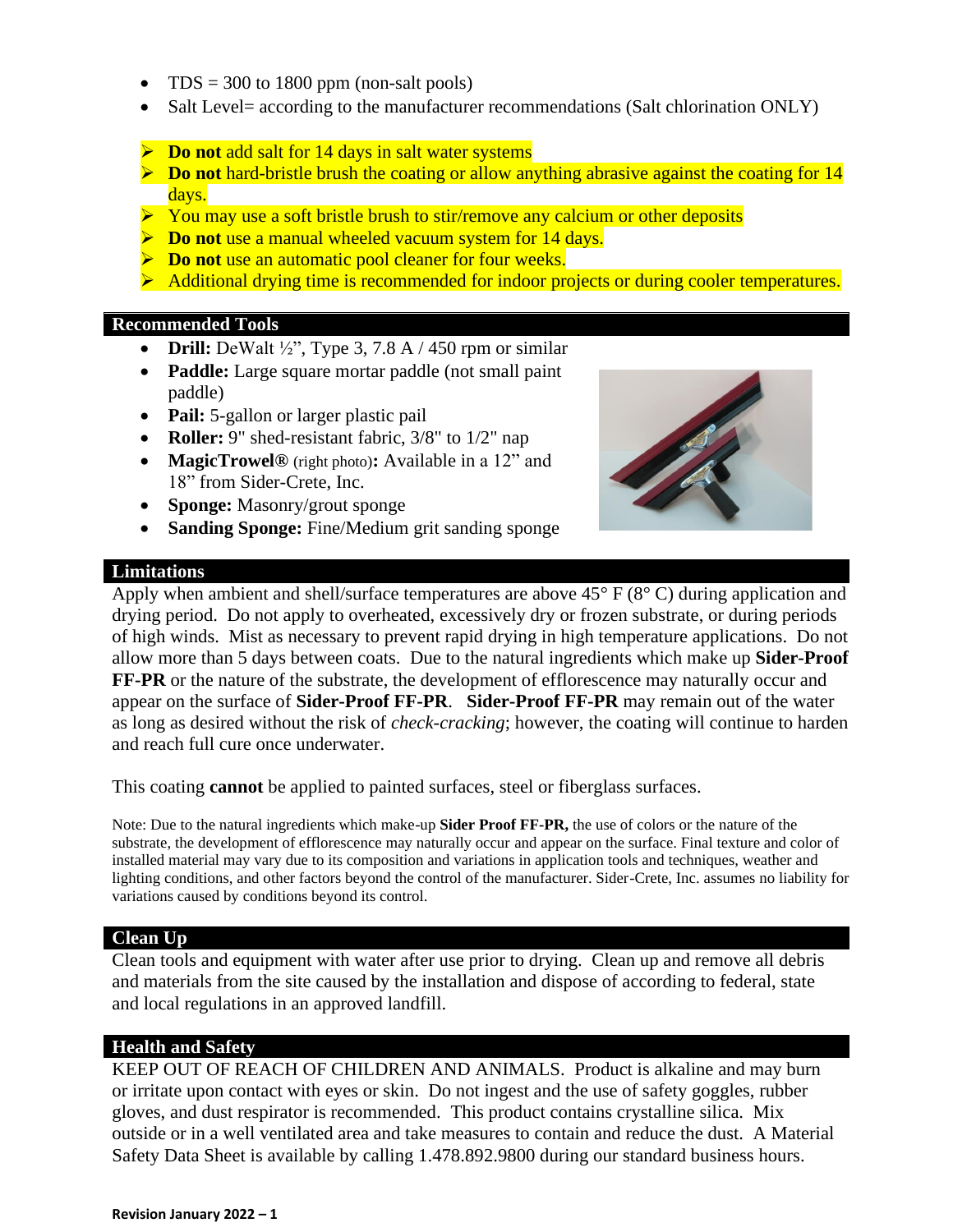- TDS = 300 to 1800 ppm (non-salt pools)
- Salt Level= according to the manufacturer recommendations (Salt chlorination ONLY)

- **Do not** add salt for 14 days in salt water systems
- **Do not** hard-bristle brush the coating or allow anything abrasive against the coating for 14 days.
- You may use a soft bristle brush to stir/remove any calcium or other deposits
- **Do not** use a manual wheeled vacuum system for 14 days.
- **Do not** use an automatic pool cleaner for four weeks.
- Additional drying time is recommended for indoor projects or during cooler temperatures.

## Recommended Tools

- **Drill:** DeWalt ½", Type 3, 7.8 A / 450 rpm or similar
- **Paddle:** Large square mortar paddle (not small paint paddle)
- **Pail:** 5-gallon or larger plastic pail
- **Roller:** 9" shed-resistant fabric, 3/8" to 1/2" nap
- **MagicTrowel®** (right photo)**:** Available in a 12" and 18" from Sider-Crete, Inc.
- **Sponge:** Masonry/grout sponge
- **Sanding Sponge:** Fine/Medium grit sanding sponge

## Limitations

Apply when ambient and shell/surface temperatures are above 45° F (8° C) during application and drying period. Do not apply to overheated, excessively dry or frozen substrate, or during periods of high winds. Mist as necessary to prevent rapid drying in high temperature applications. Do not allow more than 5 days between coats. Due to the natural ingredients which make up **Sider-Proof FF-PR** or the nature of the substrate, the development of efflorescence may naturally occur and appear on the surface of **Sider-Proof FF-PR**. **Sider-Proof FF-PR** may remain out of the water as long as desired without the risk of *check-cracking*; however, the coating will continue to harden and reach full cure once underwater.

This coating **cannot** be applied to painted surfaces, steel or fiberglass surfaces.

Note: Due to the natural ingredients which make-up **Sider Proof FF-PR,** the use of colors or the nature of the substrate, the development of efflorescence may naturally occur and appear on the surface. Final texture and color of installed material may vary due to its composition and variations in application tools and techniques, weather and lighting conditions, and other factors beyond the control of the manufacturer. Sider-Crete, Inc. assumes no liability for variations caused by conditions beyond its control.

## Clean Up

Clean tools and equipment with water after use prior to drying. Clean up and remove all debris and materials from the site caused by the installation and dispose of according to federal, state and local regulations in an approved landfill.

## Health and Safety

KEEP OUT OF REACH OF CHILDREN AND ANIMALS. Product is alkaline and may burn or irritate upon contact with eyes or skin. Do not ingest and the use of safety goggles, rubber gloves, and dust respirator is recommended. This product contains crystalline silica. Mix outside or in a well ventilated area and take measures to contain and reduce the dust. A Material Safety Data Sheet is available by calling 1.478.892.9800 during our standard business hours.

**Revision January 2022 – 1**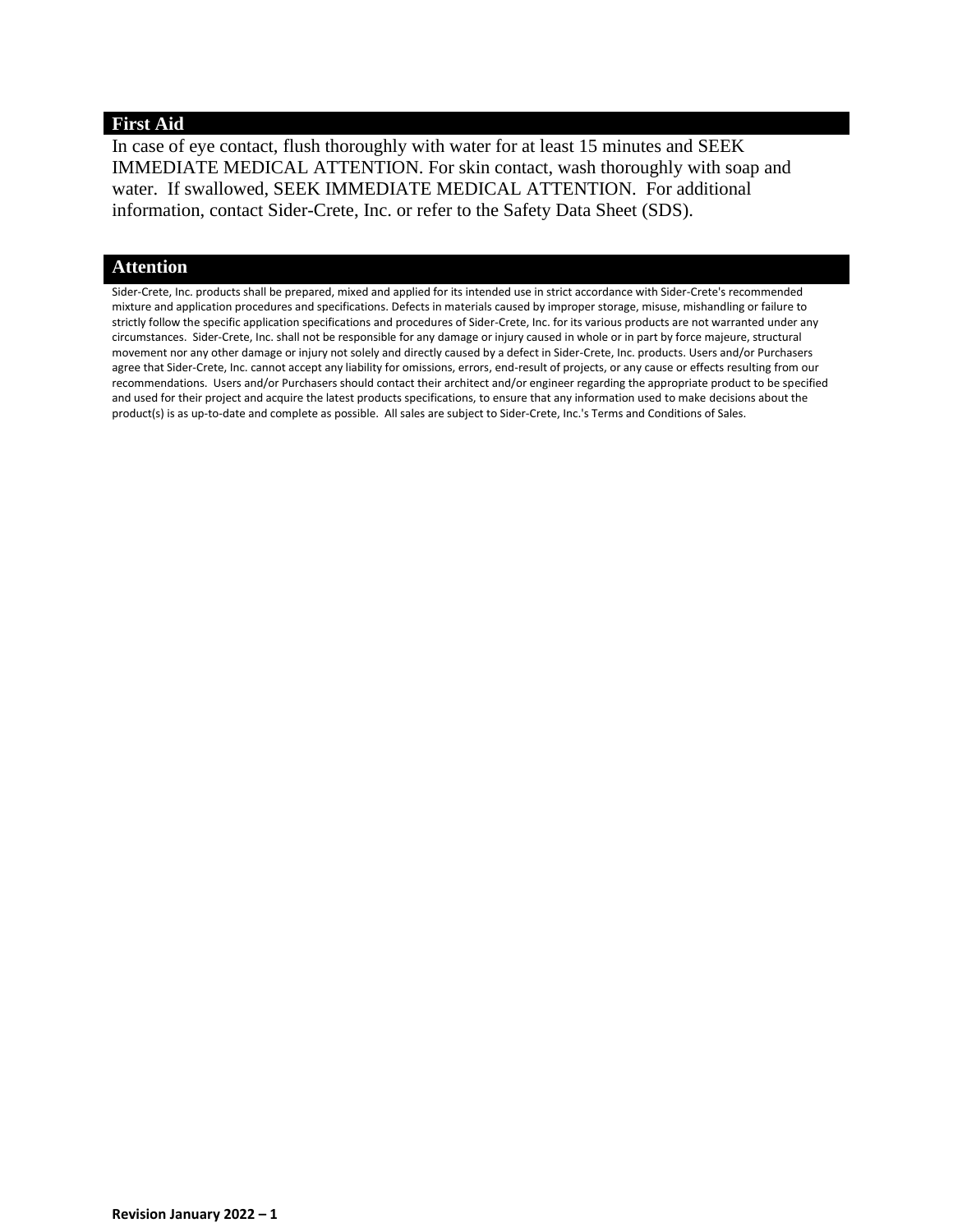## First Aid

In case of eye contact, flush thoroughly with water for at least 15 minutes and SEEK IMMEDIATE MEDICAL ATTENTION. For skin contact, wash thoroughly with soap and water. If swallowed, SEEK IMMEDIATE MEDICAL ATTENTION. For additional information, contact Sider-Crete, Inc. or refer to the Safety Data Sheet (SDS).

## Attention

Sider-Crete, Inc. products shall be prepared, mixed and applied for its intended use in strict accordance with Sider-Crete's recommended mixture and application procedures and specifications. Defects in materials caused by improper storage, misuse, mishandling or failure to strictly follow the specific application specifications and procedures of Sider-Crete, Inc. for its various products are not warranted under any circumstances. Sider-Crete, Inc. shall not be responsible for any damage or injury caused in whole or in part by force majeure, structural movement nor any other damage or injury not solely and directly caused by a defect in Sider-Crete, Inc. products. Users and/or Purchasers agree that Sider-Crete, Inc. cannot accept any liability for omissions, errors, end-result of projects, or any cause or effects resulting from our recommendations. Users and/or Purchasers should contact their architect and/or engineer regarding the appropriate product to be specified and used for their project and acquire the latest products specifications, to ensure that any information used to make decisions about the product(s) is as up-to-date and complete as possible. All sales are subject to Sider-Crete, Inc.'s Terms and Conditions of Sales.

**Revision January 2022 – 1**